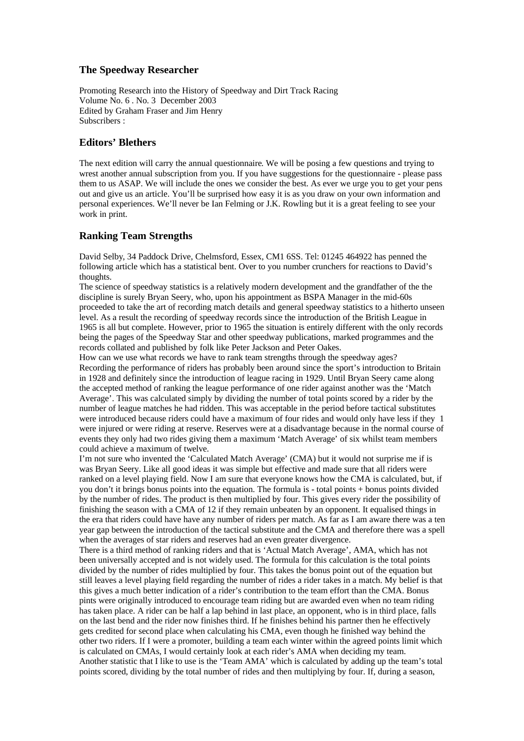## The Speedway Researcher

Promoting Research into the History of Speedway and Dirt Track Racing
Volume No. 6 . No. 3 December 2003
Edited by Graham Fraser and Jim Henry
Subscribers :

## Editors' Blethers

The next edition will carry the annual questionnaire. We will be posing a few questions and trying to wrest another annual subscription from you. If you have suggestions for the questionnaire - please pass them to us ASAP. We will include the ones we consider the best. As ever we urge you to get your pens out and give us an article. You'll be surprised how easy it is as you draw on your own information and personal experiences. We'll never be Ian Felming or J.K. Rowling but it is a great feeling to see your work in print.

## Ranking Team Strengths

David Selby, 34 Paddock Drive, Chelmsford, Essex, CM1 6SS. Tel: 01245 464922 has penned the following article which has a statistical bent. Over to you number crunchers for reactions to David's thoughts.

The science of speedway statistics is a relatively modern development and the grandfather of the the discipline is surely Bryan Seery, who, upon his appointment as BSPA Manager in the mid-60s proceeded to take the art of recording match details and general speedway statistics to a hitherto unseen level. As a result the recording of speedway records since the introduction of the British League in 1965 is all but complete. However, prior to 1965 the situation is entirely different with the only records being the pages of the Speedway Star and other speedway publications, marked programmes and the records collated and published by folk like Peter Jackson and Peter Oakes.

How can we use what records we have to rank team strengths through the speedway ages?

Recording the performance of riders has probably been around since the sport's introduction to Britain in 1928 and definitely since the introduction of league racing in 1929. Until Bryan Seery came along the accepted method of ranking the league performance of one rider against another was the 'Match Average'. This was calculated simply by dividing the number of total points scored by a rider by the number of league matches he had ridden. This was acceptable in the period before tactical substitutes were introduced because riders could have a maximum of four rides and would only have less if they were injured or were riding at reserve. Reserves were at a disadvantage because in the normal course of events they only had two rides giving them a maximum 'Match Average' of six whilst team members could achieve a maximum of twelve.

I'm not sure who invented the 'Calculated Match Average' (CMA) but it would not surprise me if is was Bryan Seery. Like all good ideas it was simple but effective and made sure that all riders were ranked on a level playing field. Now I am sure that everyone knows how the CMA is calculated, but, if you don't it brings bonus points into the equation. The formula is - total points + bonus points divided by the number of rides. The product is then multiplied by four. This gives every rider the possibility of finishing the season with a CMA of 12 if they remain unbeaten by an opponent. It equalised things in the era that riders could have have any number of riders per match. As far as I am aware there was a ten year gap between the introduction of the tactical substitute and the CMA and therefore there was a spell when the averages of star riders and reserves had an even greater divergence.

There is a third method of ranking riders and that is 'Actual Match Average', AMA, which has not been universally accepted and is not widely used. The formula for this calculation is the total points divided by the number of rides multiplied by four. This takes the bonus point out of the equation but still leaves a level playing field regarding the number of rides a rider takes in a match. My belief is that this gives a much better indication of a rider's contribution to the team effort than the CMA. Bonus pints were originally introduced to encourage team riding but are awarded even when no team riding has taken place. A rider can be half a lap behind in last place, an opponent, who is in third place, falls on the last bend and the rider now finishes third. If he finishes behind his partner then he effectively gets credited for second place when calculating his CMA, even though he finished way behind the other two riders. If I were a promoter, building a team each winter within the agreed points limit which is calculated on CMAs, I would certainly look at each rider's AMA when deciding my team.

Another statistic that I like to use is the 'Team AMA' which is calculated by adding up the team's total points scored, dividing by the total number of rides and then multiplying by four. If, during a season,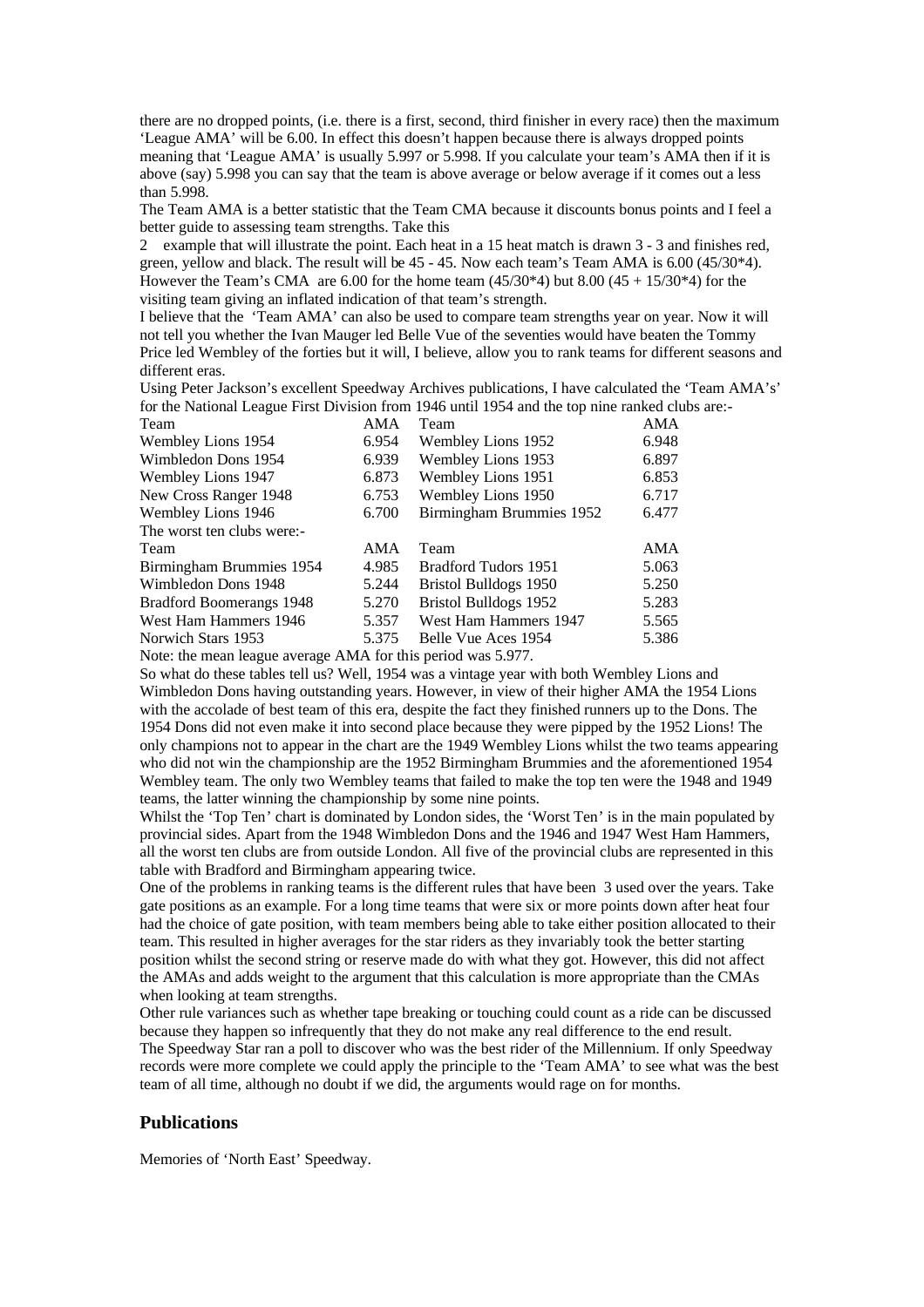there are no dropped points, (i.e. there is a first, second, third finisher in every race) then the maximum 'League AMA' will be 6.00. In effect this doesn't happen because there is always dropped points meaning that 'League AMA' is usually 5.997 or 5.998. If you calculate your team's AMA then if it is above (say) 5.998 you can say that the team is above average or below average if it comes out a less than 5.998.

The Team AMA is a better statistic that the Team CMA because it discounts bonus points and I feel a better guide to assessing team strengths. Take this

2 example that will illustrate the point. Each heat in a 15 heat match is drawn 3 - 3 and finishes red, green, yellow and black. The result will be 45 - 45. Now each team's Team AMA is 6.00 (45/30*4). However the Team's CMA are 6.00 for the home team (45/30*4) but 8.00 (45 + 15/30*4) for the visiting team giving an inflated indication of that team's strength.

I believe that the 'Team AMA' can also be used to compare team strengths year on year. Now it will not tell you whether the Ivan Mauger led Belle Vue of the seventies would have beaten the Tommy Price led Wembley of the forties but it will, I believe, allow you to rank teams for different seasons and different eras.

Using Peter Jackson's excellent Speedway Archives publications, I have calculated the 'Team AMA's' for the National League First Division from 1946 until 1954 and the top nine ranked clubs are:-

| Team | AMA | Team | AMA |
|---|---|---|---|
| Wembley Lions 1954 | 6.954 | Wembley Lions 1952 | 6.948 |
| Wimbledon Dons 1954 | 6.939 | Wembley Lions 1953 | 6.897 |
| Wembley Lions 1947 | 6.873 | Wembley Lions 1951 | 6.853 |
| New Cross Ranger 1948 | 6.753 | Wembley Lions 1950 | 6.717 |
| Wembley Lions 1946 | 6.700 | Birmingham Brummies 1952 | 6.477 |

The worst ten clubs were:-

| Team | AMA | Team | AMA |
|---|---|---|---|
| Birmingham Brummies 1954 | 4.985 | Bradford Tudors 1951 | 5.063 |
| Wimbledon Dons 1948 | 5.244 | Bristol Bulldogs 1950 | 5.250 |
| Bradford Boomerangs 1948 | 5.270 | Bristol Bulldogs 1952 | 5.283 |
| West Ham Hammers 1946 | 5.357 | West Ham Hammers 1947 | 5.565 |
| Norwich Stars 1953 | 5.375 | Belle Vue Aces 1954 | 5.386 |

Note: the mean league average AMA for this period was 5.977.

So what do these tables tell us? Well, 1954 was a vintage year with both Wembley Lions and Wimbledon Dons having outstanding years. However, in view of their higher AMA the 1954 Lions with the accolade of best team of this era, despite the fact they finished runners up to the Dons. The 1954 Dons did not even make it into second place because they were pipped by the 1952 Lions! The only champions not to appear in the chart are the 1949 Wembley Lions whilst the two teams appearing who did not win the championship are the 1952 Birmingham Brummies and the aforementioned 1954 Wembley team. The only two Wembley teams that failed to make the top ten were the 1948 and 1949 teams, the latter winning the championship by some nine points.

Whilst the 'Top Ten' chart is dominated by London sides, the 'Worst Ten' is in the main populated by provincial sides. Apart from the 1948 Wimbledon Dons and the 1946 and 1947 West Ham Hammers, all the worst ten clubs are from outside London. All five of the provincial clubs are represented in this table with Bradford and Birmingham appearing twice.

One of the problems in ranking teams is the different rules that have been 3 used over the years. Take gate positions as an example. For a long time teams that were six or more points down after heat four had the choice of gate position, with team members being able to take either position allocated to their team. This resulted in higher averages for the star riders as they invariably took the better starting position whilst the second string or reserve made do with what they got. However, this did not affect the AMAs and adds weight to the argument that this calculation is more appropriate than the CMAs when looking at team strengths.

Other rule variances such as whether tape breaking or touching could count as a ride can be discussed because they happen so infrequently that they do not make any real difference to the end result.

The Speedway Star ran a poll to discover who was the best rider of the Millennium. If only Speedway records were more complete we could apply the principle to the 'Team AMA' to see what was the best team of all time, although no doubt if we did, the arguments would rage on for months.

## Publications

Memories of 'North East' Speedway.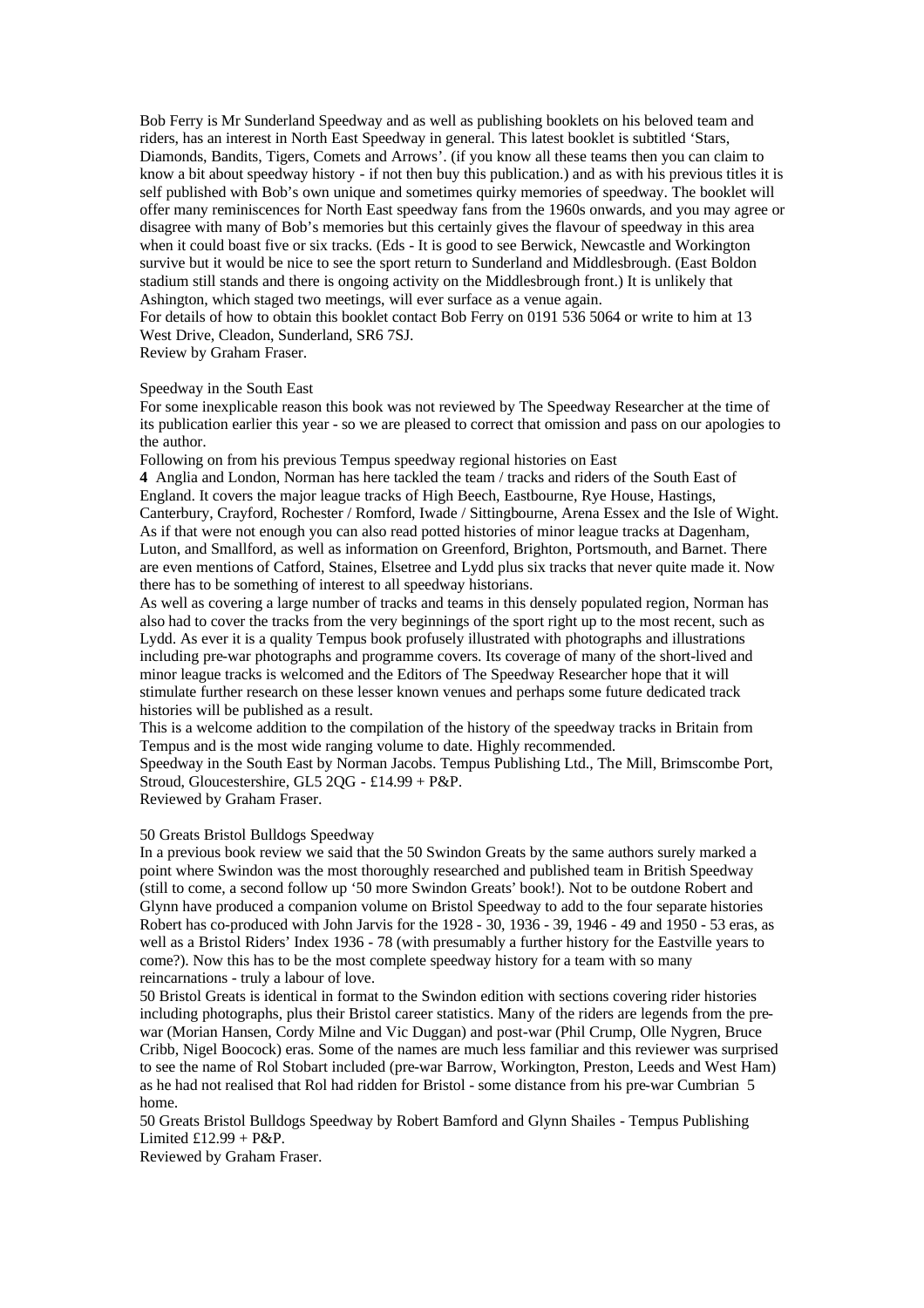Bob Ferry is Mr Sunderland Speedway and as well as publishing booklets on his beloved team and riders, has an interest in North East Speedway in general. This latest booklet is subtitled 'Stars, Diamonds, Bandits, Tigers, Comets and Arrows'. (if you know all these teams then you can claim to know a bit about speedway history - if not then buy this publication.) and as with his previous titles it is self published with Bob's own unique and sometimes quirky memories of speedway. The booklet will offer many reminiscences for North East speedway fans from the 1960s onwards, and you may agree or disagree with many of Bob's memories but this certainly gives the flavour of speedway in this area when it could boast five or six tracks. (Eds - It is good to see Berwick, Newcastle and Workington survive but it would be nice to see the sport return to Sunderland and Middlesbrough. (East Boldon stadium still stands and there is ongoing activity on the Middlesbrough front.) It is unlikely that Ashington, which staged two meetings, will ever surface as a venue again.

For details of how to obtain this booklet contact Bob Ferry on 0191 536 5064 or write to him at 13 West Drive, Cleadon, Sunderland, SR6 7SJ.

Review by Graham Fraser.

## Speedway in the South East

For some inexplicable reason this book was not reviewed by The Speedway Researcher at the time of its publication earlier this year - so we are pleased to correct that omission and pass on our apologies to the author.

Following on from his previous Tempus speedway regional histories on East Anglia and London, Norman has here tackled the team / tracks and riders of the South East of England. It covers the major league tracks of High Beech, Eastbourne, Rye House, Hastings, Canterbury, Crayford, Rochester / Romford, Iwade / Sittingbourne, Arena Essex and the Isle of Wight. As if that were not enough you can also read potted histories of minor league tracks at Dagenham, Luton, and Smallford, as well as information on Greenford, Brighton, Portsmouth, and Barnet. There are even mentions of Catford, Staines, Elsetree and Lydd plus six tracks that never quite made it. Now there has to be something of interest to all speedway historians.

As well as covering a large number of tracks and teams in this densely populated region, Norman has also had to cover the tracks from the very beginnings of the sport right up to the most recent, such as Lydd. As ever it is a quality Tempus book profusely illustrated with photographs and illustrations including pre-war photographs and programme covers. Its coverage of many of the short-lived and minor league tracks is welcomed and the Editors of The Speedway Researcher hope that it will stimulate further research on these lesser known venues and perhaps some future dedicated track histories will be published as a result.

This is a welcome addition to the compilation of the history of the speedway tracks in Britain from Tempus and is the most wide ranging volume to date. Highly recommended.

Speedway in the South East by Norman Jacobs. Tempus Publishing Ltd., The Mill, Brimscombe Port, Stroud, Gloucestershire, GL5 2QG - £14.99 + P&P.

Reviewed by Graham Fraser.

## 50 Greats Bristol Bulldogs Speedway

In a previous book review we said that the 50 Swindon Greats by the same authors surely marked a point where Swindon was the most thoroughly researched and published team in British Speedway (still to come, a second follow up '50 more Swindon Greats' book!). Not to be outdone Robert and Glynn have produced a companion volume on Bristol Speedway to add to the four separate histories Robert has co-produced with John Jarvis for the 1928 - 30, 1936 - 39, 1946 - 49 and 1950 - 53 eras, as well as a Bristol Riders' Index 1936 - 78 (with presumably a further history for the Eastville years to come?). Now this has to be the most complete speedway history for a team with so many reincarnations - truly a labour of love.

50 Bristol Greats is identical in format to the Swindon edition with sections covering rider histories including photographs, plus their Bristol career statistics. Many of the riders are legends from the pre-war (Morian Hansen, Cordy Milne and Vic Duggan) and post-war (Phil Crump, Olle Nygren, Bruce Cribb, Nigel Boocock) eras. Some of the names are much less familiar and this reviewer was surprised to see the name of Rol Stobart included (pre-war Barrow, Workington, Preston, Leeds and West Ham) as he had not realised that Rol had ridden for Bristol - some distance from his pre-war Cumbrian home.

50 Greats Bristol Bulldogs Speedway by Robert Bamford and Glynn Shailes - Tempus Publishing Limited £12.99 + P&P.

Reviewed by Graham Fraser.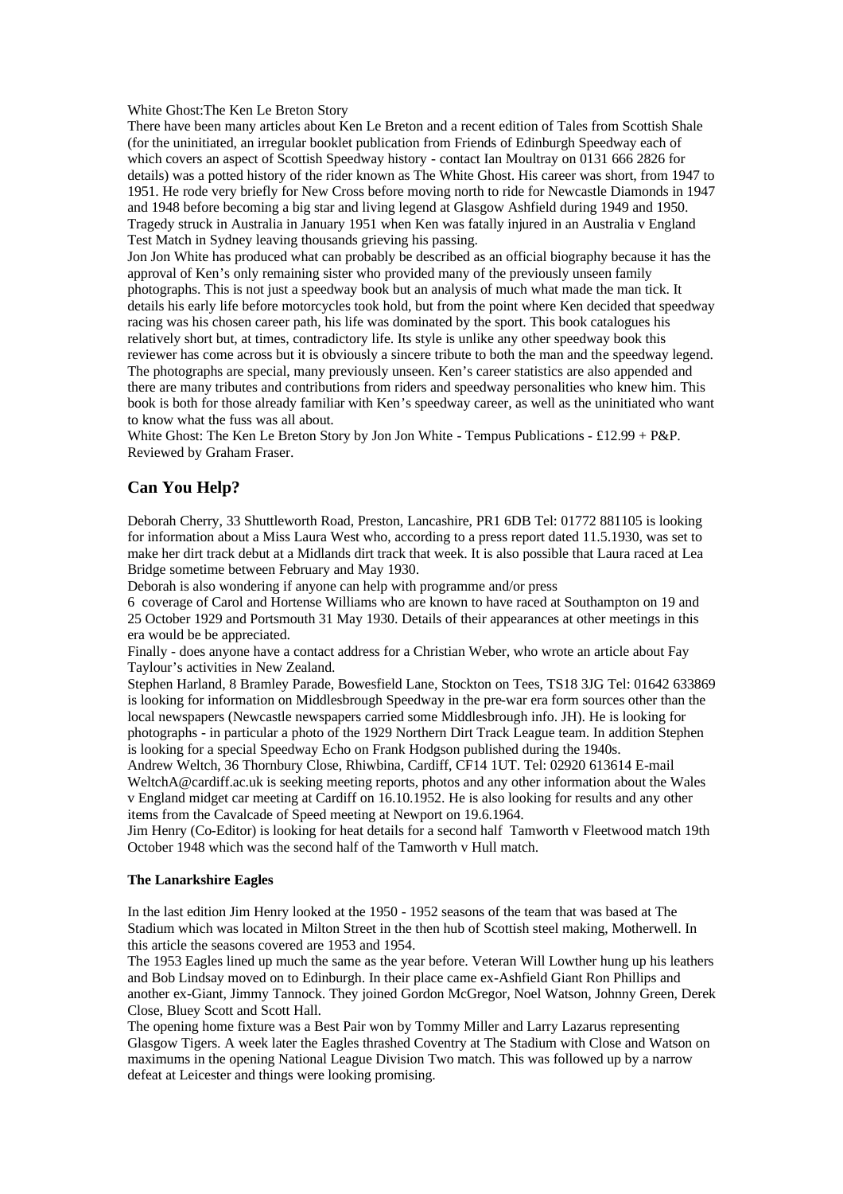White Ghost:The Ken Le Breton Story

There have been many articles about Ken Le Breton and a recent edition of Tales from Scottish Shale (for the uninitiated, an irregular booklet publication from Friends of Edinburgh Speedway each of which covers an aspect of Scottish Speedway history - contact Ian Moultray on 0131 666 2826 for details) was a potted history of the rider known as The White Ghost. His career was short, from 1947 to 1951. He rode very briefly for New Cross before moving north to ride for Newcastle Diamonds in 1947 and 1948 before becoming a big star and living legend at Glasgow Ashfield during 1949 and 1950. Tragedy struck in Australia in January 1951 when Ken was fatally injured in an Australia v England Test Match in Sydney leaving thousands grieving his passing.

Jon Jon White has produced what can probably be described as an official biography because it has the approval of Ken's only remaining sister who provided many of the previously unseen family photographs. This is not just a speedway book but an analysis of much what made the man tick. It details his early life before motorcycles took hold, but from the point where Ken decided that speedway racing was his chosen career path, his life was dominated by the sport. This book catalogues his relatively short but, at times, contradictory life. Its style is unlike any other speedway book this reviewer has come across but it is obviously a sincere tribute to both the man and the speedway legend. The photographs are special, many previously unseen. Ken's career statistics are also appended and there are many tributes and contributions from riders and speedway personalities who knew him. This book is both for those already familiar with Ken's speedway career, as well as the uninitiated who want to know what the fuss was all about.

White Ghost: The Ken Le Breton Story by Jon Jon White - Tempus Publications - £12.99 + P&P. Reviewed by Graham Fraser.

## Can You Help?

Deborah Cherry, 33 Shuttleworth Road, Preston, Lancashire, PR1 6DB Tel: 01772 881105 is looking for information about a Miss Laura West who, according to a press report dated 11.5.1930, was set to make her dirt track debut at a Midlands dirt track that week. It is also possible that Laura raced at Lea Bridge sometime between February and May 1930.

Deborah is also wondering if anyone can help with programme and/or press

6 coverage of Carol and Hortense Williams who are known to have raced at Southampton on 19 and 25 October 1929 and Portsmouth 31 May 1930. Details of their appearances at other meetings in this era would be be appreciated.

Finally - does anyone have a contact address for a Christian Weber, who wrote an article about Fay Taylour's activities in New Zealand.

Stephen Harland, 8 Bramley Parade, Bowesfield Lane, Stockton on Tees, TS18 3JG Tel: 01642 633869 is looking for information on Middlesbrough Speedway in the pre-war era form sources other than the local newspapers (Newcastle newspapers carried some Middlesbrough info. JH). He is looking for photographs - in particular a photo of the 1929 Northern Dirt Track League team. In addition Stephen is looking for a special Speedway Echo on Frank Hodgson published during the 1940s.

Andrew Weltch, 36 Thornbury Close, Rhiwbina, Cardiff, CF14 1UT. Tel: 02920 613614 E-mail WeltchA@cardiff.ac.uk is seeking meeting reports, photos and any other information about the Wales v England midget car meeting at Cardiff on 16.10.1952. He is also looking for results and any other items from the Cavalcade of Speed meeting at Newport on 19.6.1964.

Jim Henry (Co-Editor) is looking for heat details for a second half Tamworth v Fleetwood match 19th October 1948 which was the second half of the Tamworth v Hull match.

**The Lanarkshire Eagles**

In the last edition Jim Henry looked at the 1950 - 1952 seasons of the team that was based at The Stadium which was located in Milton Street in the then hub of Scottish steel making, Motherwell. In this article the seasons covered are 1953 and 1954.

The 1953 Eagles lined up much the same as the year before. Veteran Will Lowther hung up his leathers and Bob Lindsay moved on to Edinburgh. In their place came ex-Ashfield Giant Ron Phillips and another ex-Giant, Jimmy Tannock. They joined Gordon McGregor, Noel Watson, Johnny Green, Derek Close, Bluey Scott and Scott Hall.

The opening home fixture was a Best Pair won by Tommy Miller and Larry Lazarus representing Glasgow Tigers. A week later the Eagles thrashed Coventry at The Stadium with Close and Watson on maximums in the opening National League Division Two match. This was followed up by a narrow defeat at Leicester and things were looking promising.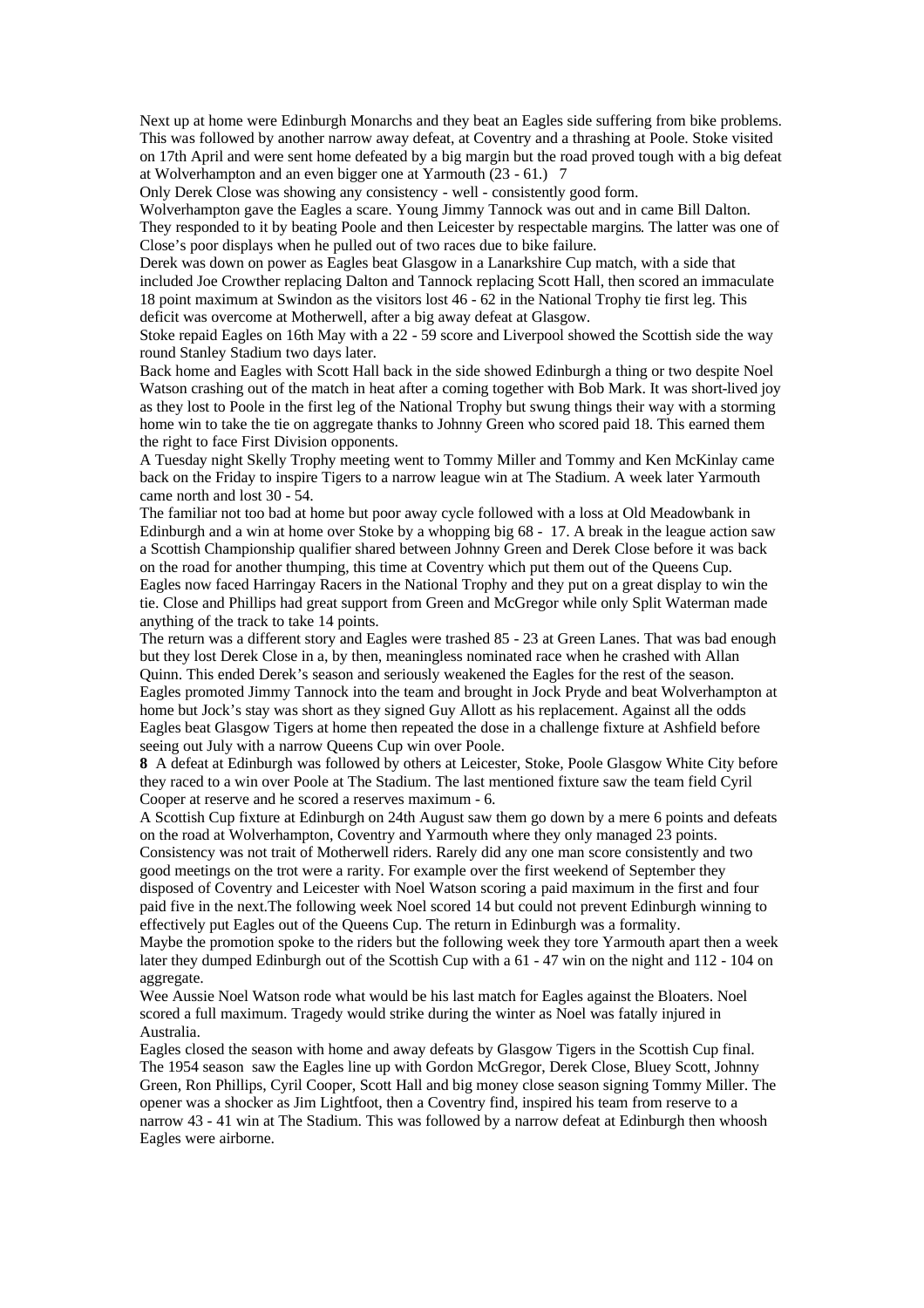Next up at home were Edinburgh Monarchs and they beat an Eagles side suffering from bike problems. This was followed by another narrow away defeat, at Coventry and a thrashing at Poole. Stoke visited on 17th April and were sent home defeated by a big margin but the road proved tough with a big defeat at Wolverhampton and an even bigger one at Yarmouth (23 - 61.)

Only Derek Close was showing any consistency - well - consistently good form.

Wolverhampton gave the Eagles a scare. Young Jimmy Tannock was out and in came Bill Dalton. They responded to it by beating Poole and then Leicester by respectable margins. The latter was one of Close's poor displays when he pulled out of two races due to bike failure.

Derek was down on power as Eagles beat Glasgow in a Lanarkshire Cup match, with a side that included Joe Crowther replacing Dalton and Tannock replacing Scott Hall, then scored an immaculate 18 point maximum at Swindon as the visitors lost 46 - 62 in the National Trophy tie first leg. This deficit was overcome at Motherwell, after a big away defeat at Glasgow.

Stoke repaid Eagles on 16th May with a 22 - 59 score and Liverpool showed the Scottish side the way round Stanley Stadium two days later.

Back home and Eagles with Scott Hall back in the side showed Edinburgh a thing or two despite Noel Watson crashing out of the match in heat after a coming together with Bob Mark. It was short-lived joy as they lost to Poole in the first leg of the National Trophy but swung things their way with a storming home win to take the tie on aggregate thanks to Johnny Green who scored paid 18. This earned them the right to face First Division opponents.

A Tuesday night Skelly Trophy meeting went to Tommy Miller and Tommy and Ken McKinlay came back on the Friday to inspire Tigers to a narrow league win at The Stadium. A week later Yarmouth came north and lost 30 - 54.

The familiar not too bad at home but poor away cycle followed with a loss at Old Meadowbank in Edinburgh and a win at home over Stoke by a whopping big 68 - 17. A break in the league action saw a Scottish Championship qualifier shared between Johnny Green and Derek Close before it was back on the road for another thumping, this time at Coventry which put them out of the Queens Cup.

Eagles now faced Harringay Racers in the National Trophy and they put on a great display to win the tie. Close and Phillips had great support from Green and McGregor while only Split Waterman made anything of the track to take 14 points.

The return was a different story and Eagles were trashed 85 - 23 at Green Lanes. That was bad enough but they lost Derek Close in a, by then, meaningless nominated race when he crashed with Allan Quinn. This ended Derek's season and seriously weakened the Eagles for the rest of the season.

Eagles promoted Jimmy Tannock into the team and brought in Jock Pryde and beat Wolverhampton at home but Jock's stay was short as they signed Guy Allott as his replacement. Against all the odds Eagles beat Glasgow Tigers at home then repeated the dose in a challenge fixture at Ashfield before seeing out July with a narrow Queens Cup win over Poole.

A defeat at Edinburgh was followed by others at Leicester, Stoke, Poole Glasgow White City before they raced to a win over Poole at The Stadium. The last mentioned fixture saw the team field Cyril Cooper at reserve and he scored a reserves maximum - 6.

A Scottish Cup fixture at Edinburgh on 24th August saw them go down by a mere 6 points and defeats on the road at Wolverhampton, Coventry and Yarmouth where they only managed 23 points.

Consistency was not trait of Motherwell riders. Rarely did any one man score consistently and two good meetings on the trot were a rarity. For example over the first weekend of September they disposed of Coventry and Leicester with Noel Watson scoring a paid maximum in the first and four paid five in the next.The following week Noel scored 14 but could not prevent Edinburgh winning to effectively put Eagles out of the Queens Cup. The return in Edinburgh was a formality.

Maybe the promotion spoke to the riders but the following week they tore Yarmouth apart then a week later they dumped Edinburgh out of the Scottish Cup with a 61 - 47 win on the night and 112 - 104 on aggregate.

Wee Aussie Noel Watson rode what would be his last match for Eagles against the Bloaters. Noel scored a full maximum. Tragedy would strike during the winter as Noel was fatally injured in Australia.

Eagles closed the season with home and away defeats by Glasgow Tigers in the Scottish Cup final.

The 1954 season saw the Eagles line up with Gordon McGregor, Derek Close, Bluey Scott, Johnny Green, Ron Phillips, Cyril Cooper, Scott Hall and big money close season signing Tommy Miller. The opener was a shocker as Jim Lightfoot, then a Coventry find, inspired his team from reserve to a narrow 43 - 41 win at The Stadium. This was followed by a narrow defeat at Edinburgh then whoosh Eagles were airborne.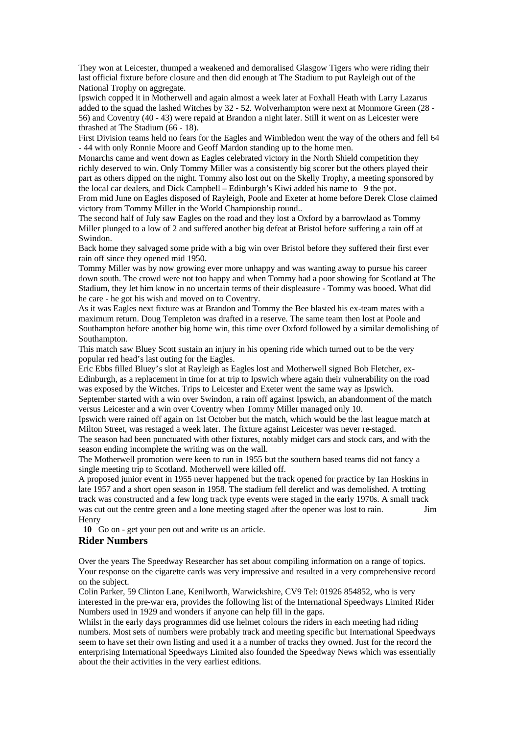They won at Leicester, thumped a weakened and demoralised Glasgow Tigers who were riding their last official fixture before closure and then did enough at The Stadium to put Rayleigh out of the National Trophy on aggregate.

Ipswich copped it in Motherwell and again almost a week later at Foxhall Heath with Larry Lazarus added to the squad the lashed Witches by 32 - 52. Wolverhampton were next at Monmore Green (28 - 56) and Coventry (40 - 43) were repaid at Brandon a night later. Still it went on as Leicester were thrashed at The Stadium (66 - 18).

First Division teams held no fears for the Eagles and Wimbledon went the way of the others and fell 64 - 44 with only Ronnie Moore and Geoff Mardon standing up to the home men.

Monarchs came and went down as Eagles celebrated victory in the North Shield competition they richly deserved to win. Only Tommy Miller was a consistently big scorer but the others played their part as others dipped on the night. Tommy also lost out on the Skelly Trophy, a meeting sponsored by the local car dealers, and Dick Campbell – Edinburgh's Kiwi added his name to 9 the pot.

From mid June on Eagles disposed of Rayleigh, Poole and Exeter at home before Derek Close claimed victory from Tommy Miller in the World Championship round..

The second half of July saw Eagles on the road and they lost a Oxford by a barrowlaod as Tommy Miller plunged to a low of 2 and suffered another big defeat at Bristol before suffering a rain off at Swindon.

Back home they salvaged some pride with a big win over Bristol before they suffered their first ever rain off since they opened mid 1950.

Tommy Miller was by now growing ever more unhappy and was wanting away to pursue his career down south. The crowd were not too happy and when Tommy had a poor showing for Scotland at The Stadium, they let him know in no uncertain terms of their displeasure - Tommy was booed. What did he care - he got his wish and moved on to Coventry.

As it was Eagles next fixture was at Brandon and Tommy the Bee blasted his ex-team mates with a maximum return. Doug Templeton was drafted in a reserve. The same team then lost at Poole and Southampton before another big home win, this time over Oxford followed by a similar demolishing of Southampton.

This match saw Bluey Scott sustain an injury in his opening ride which turned out to be the very popular red head's last outing for the Eagles.

Eric Ebbs filled Bluey's slot at Rayleigh as Eagles lost and Motherwell signed Bob Fletcher, ex-Edinburgh, as a replacement in time for at trip to Ipswich where again their vulnerability on the road was exposed by the Witches. Trips to Leicester and Exeter went the same way as Ipswich.

September started with a win over Swindon, a rain off against Ipswich, an abandonment of the match versus Leicester and a win over Coventry when Tommy Miller managed only 10.

Ipswich were rained off again on 1st October but the match, which would be the last league match at Milton Street, was restaged a week later. The fixture against Leicester was never re-staged.

The season had been punctuated with other fixtures, notably midget cars and stock cars, and with the season ending incomplete the writing was on the wall.

The Motherwell promotion were keen to run in 1955 but the southern based teams did not fancy a single meeting trip to Scotland. Motherwell were killed off.

A proposed junior event in 1955 never happened but the track opened for practice by Ian Hoskins in late 1957 and a short open season in 1958. The stadium fell derelict and was demolished. A trotting track was constructed and a few long track type events were staged in the early 1970s. A small track was cut out the centre green and a lone meeting staged after the opener was lost to rain. Jim Henry

**10** Go on - get your pen out and write us an article.

## Rider Numbers

Over the years The Speedway Researcher has set about compiling information on a range of topics. Your response on the cigarette cards was very impressive and resulted in a very comprehensive record on the subject.

Colin Parker, 59 Clinton Lane, Kenilworth, Warwickshire, CV9 Tel: 01926 854852, who is very interested in the pre-war era, provides the following list of the International Speedways Limited Rider Numbers used in 1929 and wonders if anyone can help fill in the gaps.

Whilst in the early days programmes did use helmet colours the riders in each meeting had riding numbers. Most sets of numbers were probably track and meeting specific but International Speedways seem to have set their own listing and used it a a number of tracks they owned. Just for the record the enterprising International Speedways Limited also founded the Speedway News which was essentially about the their activities in the very earliest editions.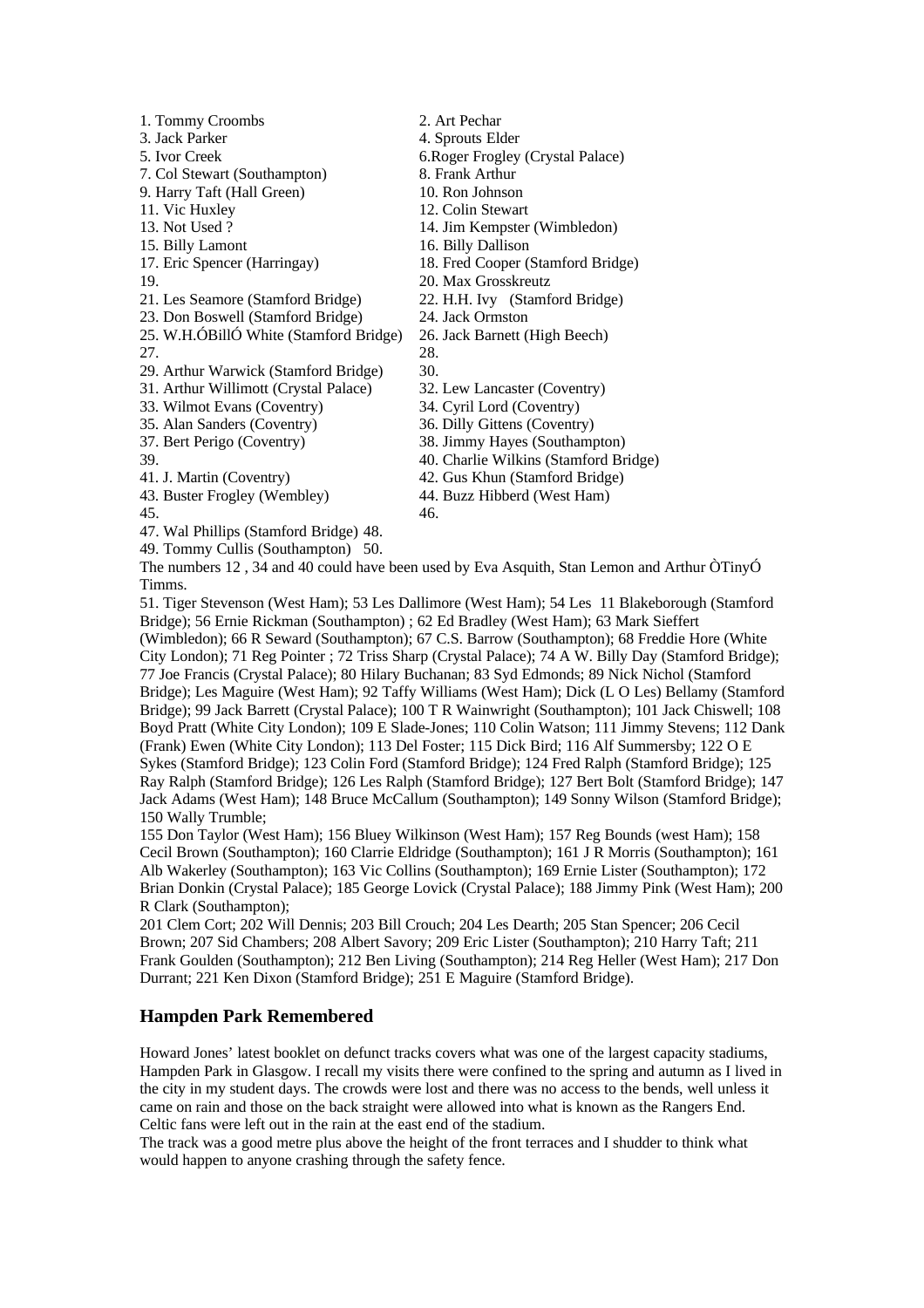1. Tommy Croombs
2. Art Pechar
3. Jack Parker
4. Sprouts Elder
5. Ivor Creek
6. Roger Frogley (Crystal Palace)
7. Col Stewart (Southampton)
8. Frank Arthur
9. Harry Taft (Hall Green)
10. Ron Johnson
11. Vic Huxley
12. Colin Stewart
13. Not Used ?
14. Jim Kempster (Wimbledon)
15. Billy Lamont
16. Billy Dallison
17. Eric Spencer (Harringay)
18. Fred Cooper (Stamford Bridge)
19.
20. Max Grosskreutz
21. Les Seamore (Stamford Bridge)
22. H.H. Ivy (Stamford Bridge)
23. Don Boswell (Stamford Bridge)
24. Jack Ormston
25. W.H.ÓBillÓ White (Stamford Bridge)
26. Jack Barnett (High Beech)
27.
28.
29. Arthur Warwick (Stamford Bridge)
30.
31. Arthur Willimott (Crystal Palace)
32. Lew Lancaster (Coventry)
33. Wilmot Evans (Coventry)
34. Cyril Lord (Coventry)
35. Alan Sanders (Coventry)
36. Dilly Gittens (Coventry)
37. Bert Perigo (Coventry)
38. Jimmy Hayes (Southampton)
39.
40. Charlie Wilkins (Stamford Bridge)
41. J. Martin (Coventry)
42. Gus Khun (Stamford Bridge)
43. Buster Frogley (Wembley)
44. Buzz Hibberd (West Ham)
45.
46.
47. Wal Phillips (Stamford Bridge)
48.
49. Tommy Cullis (Southampton)
50.

The numbers 12 , 34 and 40 could have been used by Eva Asquith, Stan Lemon and Arthur ÒTinyÓ Timms.

51. Tiger Stevenson (West Ham); 53 Les Dallimore (West Ham); 54 Les 11 Blakeborough (Stamford Bridge); 56 Ernie Rickman (Southampton) ; 62 Ed Bradley (West Ham); 63 Mark Sieffert (Wimbledon); 66 R Seward (Southampton); 67 C.S. Barrow (Southampton); 68 Freddie Hore (White City London); 71 Reg Pointer ; 72 Triss Sharp (Crystal Palace); 74 A W. Billy Day (Stamford Bridge); 77 Joe Francis (Crystal Palace); 80 Hilary Buchanan; 83 Syd Edmonds; 89 Nick Nichol (Stamford Bridge); Les Maguire (West Ham); 92 Taffy Williams (West Ham); Dick (L O Les) Bellamy (Stamford Bridge); 99 Jack Barrett (Crystal Palace); 100 T R Wainwright (Southampton); 101 Jack Chiswell; 108 Boyd Pratt (White City London); 109 E Slade-Jones; 110 Colin Watson; 111 Jimmy Stevens; 112 Dank (Frank) Ewen (White City London); 113 Del Foster; 115 Dick Bird; 116 Alf Summersby; 122 O E Sykes (Stamford Bridge); 123 Colin Ford (Stamford Bridge); 124 Fred Ralph (Stamford Bridge); 125 Ray Ralph (Stamford Bridge); 126 Les Ralph (Stamford Bridge); 127 Bert Bolt (Stamford Bridge); 147 Jack Adams (West Ham); 148 Bruce McCallum (Southampton); 149 Sonny Wilson (Stamford Bridge); 150 Wally Trumble;

155 Don Taylor (West Ham); 156 Bluey Wilkinson (West Ham); 157 Reg Bounds (west Ham); 158 Cecil Brown (Southampton); 160 Clarrie Eldridge (Southampton); 161 J R Morris (Southampton); 161 Alb Wakerley (Southampton); 163 Vic Collins (Southampton); 169 Ernie Lister (Southampton); 172 Brian Donkin (Crystal Palace); 185 George Lovick (Crystal Palace); 188 Jimmy Pink (West Ham); 200 R Clark (Southampton);

201 Clem Cort; 202 Will Dennis; 203 Bill Crouch; 204 Les Dearth; 205 Stan Spencer; 206 Cecil Brown; 207 Sid Chambers; 208 Albert Savory; 209 Eric Lister (Southampton); 210 Harry Taft; 211 Frank Goulden (Southampton); 212 Ben Living (Southampton); 214 Reg Heller (West Ham); 217 Don Durrant; 221 Ken Dixon (Stamford Bridge); 251 E Maguire (Stamford Bridge).

## Hampden Park Remembered

Howard Jones' latest booklet on defunct tracks covers what was one of the largest capacity stadiums, Hampden Park in Glasgow. I recall my visits there were confined to the spring and autumn as I lived in the city in my student days. The crowds were lost and there was no access to the bends, well unless it came on rain and those on the back straight were allowed into what is known as the Rangers End. Celtic fans were left out in the rain at the east end of the stadium.

The track was a good metre plus above the height of the front terraces and I shudder to think what would happen to anyone crashing through the safety fence.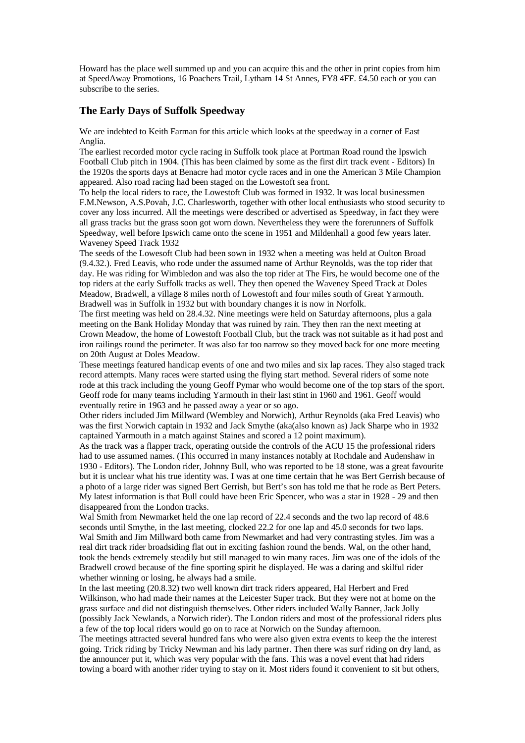Howard has the place well summed up and you can acquire this and the other in print copies from him at SpeedAway Promotions, 16 Poachers Trail, Lytham 14 St Annes, FY8 4FF. £4.50 each or you can subscribe to the series.

## The Early Days of Suffolk Speedway

We are indebted to Keith Farman for this article which looks at the speedway in a corner of East Anglia.

The earliest recorded motor cycle racing in Suffolk took place at Portman Road round the Ipswich Football Club pitch in 1904. (This has been claimed by some as the first dirt track event - Editors) In the 1920s the sports days at Benacre had motor cycle races and in one the American 3 Mile Champion appeared. Also road racing had been staged on the Lowestoft sea front.

To help the local riders to race, the Lowestoft Club was formed in 1932. It was local businessmen F.M.Newson, A.S.Povah, J.C. Charlesworth, together with other local enthusiasts who stood security to cover any loss incurred. All the meetings were described or advertised as Speedway, in fact they were all grass tracks but the grass soon got worn down. Nevertheless they were the forerunners of Suffolk Speedway, well before Ipswich came onto the scene in 1951 and Mildenhall a good few years later.

Waveney Speed Track 1932

The seeds of the Lowesoft Club had been sown in 1932 when a meeting was held at Oulton Broad (9.4.32.). Fred Leavis, who rode under the assumed name of Arthur Reynolds, was the top rider that day. He was riding for Wimbledon and was also the top rider at The Firs, he would become one of the top riders at the early Suffolk tracks as well. They then opened the Waveney Speed Track at Doles Meadow, Bradwell, a village 8 miles north of Lowestoft and four miles south of Great Yarmouth. Bradwell was in Suffolk in 1932 but with boundary changes it is now in Norfolk.

The first meeting was held on 28.4.32. Nine meetings were held on Saturday afternoons, plus a gala meeting on the Bank Holiday Monday that was ruined by rain. They then ran the next meeting at Crown Meadow, the home of Lowestoft Football Club, but the track was not suitable as it had post and iron railings round the perimeter. It was also far too narrow so they moved back for one more meeting on 20th August at Doles Meadow.

These meetings featured handicap events of one and two miles and six lap races. They also staged track record attempts. Many races were started using the flying start method. Several riders of some note rode at this track including the young Geoff Pymar who would become one of the top stars of the sport. Geoff rode for many teams including Yarmouth in their last stint in 1960 and 1961. Geoff would eventually retire in 1963 and he passed away a year or so ago.

Other riders included Jim Millward (Wembley and Norwich), Arthur Reynolds (aka Fred Leavis) who was the first Norwich captain in 1932 and Jack Smythe (aka(also known as) Jack Sharpe who in 1932 captained Yarmouth in a match against Staines and scored a 12 point maximum).

As the track was a flapper track, operating outside the controls of the ACU 15 the professional riders had to use assumed names. (This occurred in many instances notably at Rochdale and Audenshaw in 1930 - Editors). The London rider, Johnny Bull, who was reported to be 18 stone, was a great favourite but it is unclear what his true identity was. I was at one time certain that he was Bert Gerrish because of a photo of a large rider was signed Bert Gerrish, but Bert's son has told me that he rode as Bert Peters. My latest information is that Bull could have been Eric Spencer, who was a star in 1928 - 29 and then disappeared from the London tracks.

Wal Smith from Newmarket held the one lap record of 22.4 seconds and the two lap record of 48.6 seconds until Smythe, in the last meeting, clocked 22.2 for one lap and 45.0 seconds for two laps.

Wal Smith and Jim Millward both came from Newmarket and had very contrasting styles. Jim was a real dirt track rider broadsiding flat out in exciting fashion round the bends. Wal, on the other hand, took the bends extremely steadily but still managed to win many races. Jim was one of the idols of the Bradwell crowd because of the fine sporting spirit he displayed. He was a daring and skilful rider whether winning or losing, he always had a smile.

In the last meeting (20.8.32) two well known dirt track riders appeared, Hal Herbert and Fred Wilkinson, who had made their names at the Leicester Super track. But they were not at home on the grass surface and did not distinguish themselves. Other riders included Wally Banner, Jack Jolly (possibly Jack Newlands, a Norwich rider). The London riders and most of the professional riders plus a few of the top local riders would go on to race at Norwich on the Sunday afternoon.

The meetings attracted several hundred fans who were also given extra events to keep the the interest going. Trick riding by Tricky Newman and his lady partner. Then there was surf riding on dry land, as the announcer put it, which was very popular with the fans. This was a novel event that had riders towing a board with another rider trying to stay on it. Most riders found it convenient to sit but others,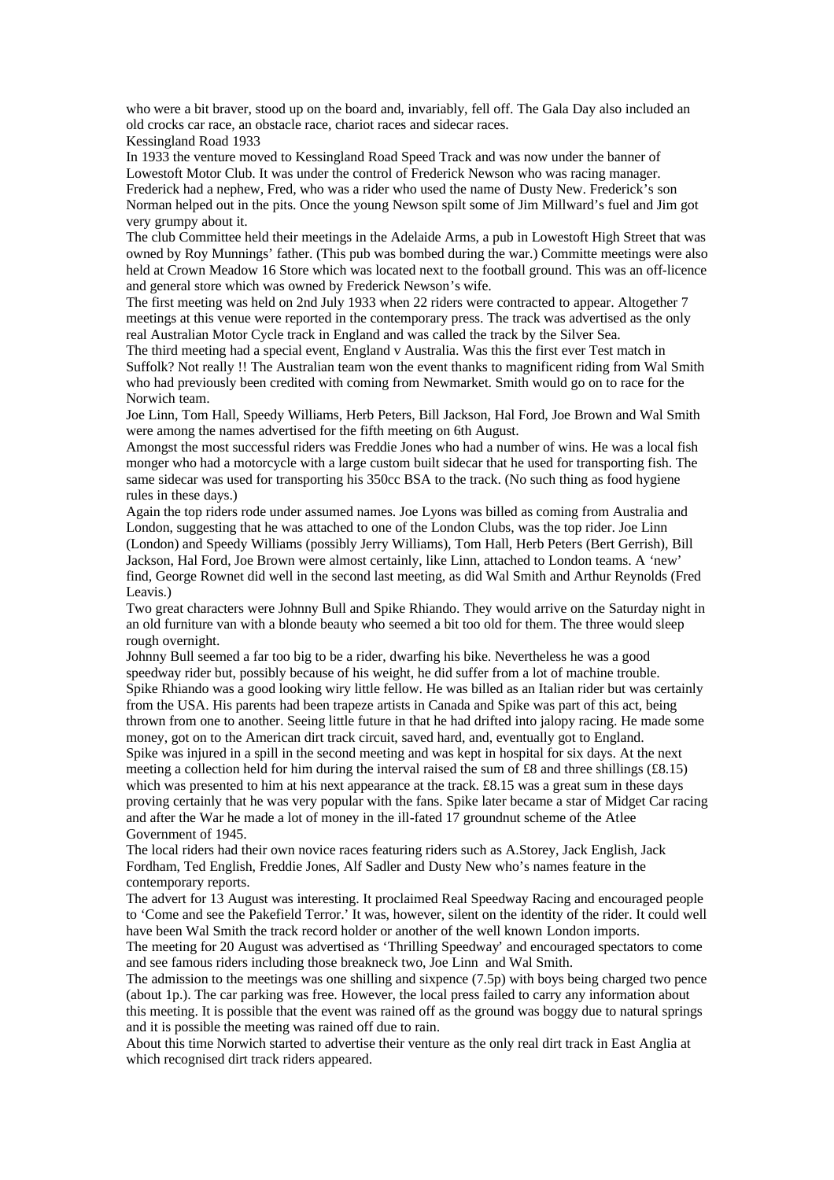who were a bit braver, stood up on the board and, invariably, fell off. The Gala Day also included an old crocks car race, an obstacle race, chariot races and sidecar races.

Kessingland Road 1933

In 1933 the venture moved to Kessingland Road Speed Track and was now under the banner of Lowestoft Motor Club. It was under the control of Frederick Newson who was racing manager. Frederick had a nephew, Fred, who was a rider who used the name of Dusty New. Frederick's son Norman helped out in the pits. Once the young Newson spilt some of Jim Millward's fuel and Jim got very grumpy about it.

The club Committee held their meetings in the Adelaide Arms, a pub in Lowestoft High Street that was owned by Roy Munnings' father. (This pub was bombed during the war.) Committe meetings were also held at Crown Meadow 16 Store which was located next to the football ground. This was an off-licence and general store which was owned by Frederick Newson's wife.

The first meeting was held on 2nd July 1933 when 22 riders were contracted to appear. Altogether 7 meetings at this venue were reported in the contemporary press. The track was advertised as the only real Australian Motor Cycle track in England and was called the track by the Silver Sea.

The third meeting had a special event, England v Australia. Was this the first ever Test match in Suffolk? Not really !! The Australian team won the event thanks to magnificent riding from Wal Smith who had previously been credited with coming from Newmarket. Smith would go on to race for the Norwich team.

Joe Linn, Tom Hall, Speedy Williams, Herb Peters, Bill Jackson, Hal Ford, Joe Brown and Wal Smith were among the names advertised for the fifth meeting on 6th August.

Amongst the most successful riders was Freddie Jones who had a number of wins. He was a local fish monger who had a motorcycle with a large custom built sidecar that he used for transporting fish. The same sidecar was used for transporting his 350cc BSA to the track. (No such thing as food hygiene rules in these days.)

Again the top riders rode under assumed names. Joe Lyons was billed as coming from Australia and London, suggesting that he was attached to one of the London Clubs, was the top rider. Joe Linn (London) and Speedy Williams (possibly Jerry Williams), Tom Hall, Herb Peters (Bert Gerrish), Bill Jackson, Hal Ford, Joe Brown were almost certainly, like Linn, attached to London teams. A 'new' find, George Rownet did well in the second last meeting, as did Wal Smith and Arthur Reynolds (Fred Leavis.)

Two great characters were Johnny Bull and Spike Rhiando. They would arrive on the Saturday night in an old furniture van with a blonde beauty who seemed a bit too old for them. The three would sleep rough overnight.

Johnny Bull seemed a far too big to be a rider, dwarfing his bike. Nevertheless he was a good speedway rider but, possibly because of his weight, he did suffer from a lot of machine trouble.

Spike Rhiando was a good looking wiry little fellow. He was billed as an Italian rider but was certainly from the USA. His parents had been trapeze artists in Canada and Spike was part of this act, being thrown from one to another. Seeing little future in that he had drifted into jalopy racing. He made some money, got on to the American dirt track circuit, saved hard, and, eventually got to England.

Spike was injured in a spill in the second meeting and was kept in hospital for six days. At the next meeting a collection held for him during the interval raised the sum of £8 and three shillings (£8.15) which was presented to him at his next appearance at the track. £8.15 was a great sum in these days proving certainly that he was very popular with the fans. Spike later became a star of Midget Car racing and after the War he made a lot of money in the ill-fated 17 groundnut scheme of the Atlee Government of 1945.

The local riders had their own novice races featuring riders such as A.Storey, Jack English, Jack Fordham, Ted English, Freddie Jones, Alf Sadler and Dusty New who's names feature in the contemporary reports.

The advert for 13 August was interesting. It proclaimed Real Speedway Racing and encouraged people to 'Come and see the Pakefield Terror.' It was, however, silent on the identity of the rider. It could well have been Wal Smith the track record holder or another of the well known London imports.

The meeting for 20 August was advertised as 'Thrilling Speedway' and encouraged spectators to come and see famous riders including those breakneck two, Joe Linn and Wal Smith.

The admission to the meetings was one shilling and sixpence (7.5p) with boys being charged two pence (about 1p.). The car parking was free. However, the local press failed to carry any information about this meeting. It is possible that the event was rained off as the ground was boggy due to natural springs and it is possible the meeting was rained off due to rain.

About this time Norwich started to advertise their venture as the only real dirt track in East Anglia at which recognised dirt track riders appeared.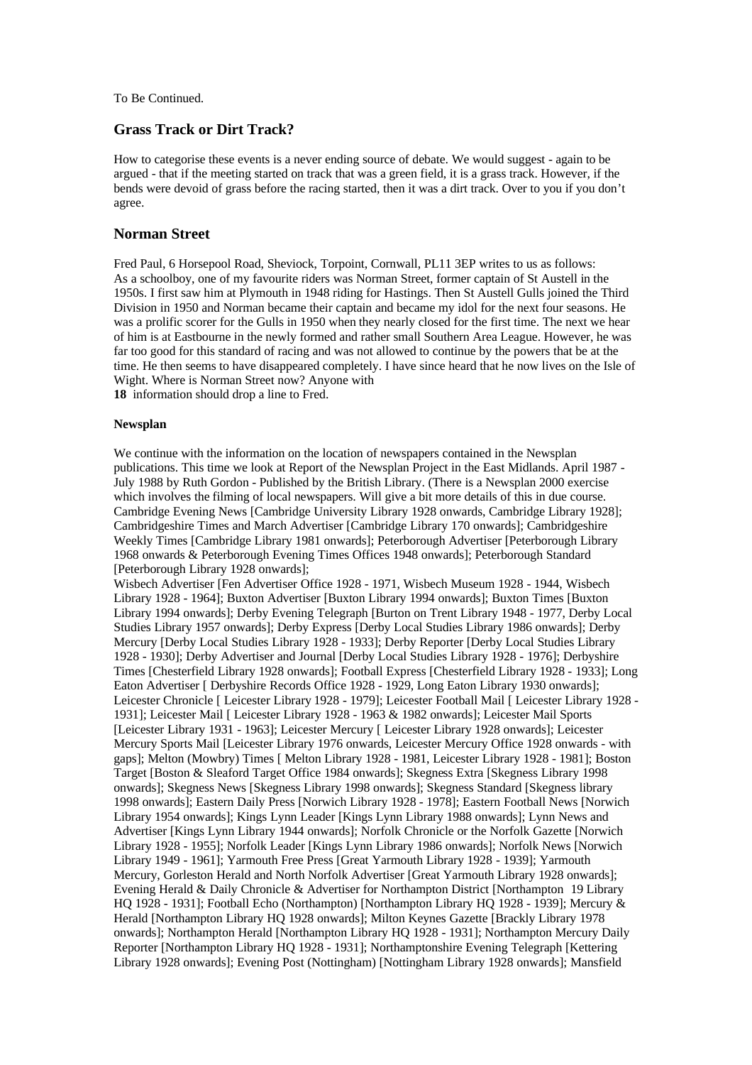To Be Continued.

## Grass Track or Dirt Track?

How to categorise these events is a never ending source of debate. We would suggest - again to be argued - that if the meeting started on track that was a green field, it is a grass track. However, if the bends were devoid of grass before the racing started, then it was a dirt track. Over to you if you don't agree.

## Norman Street

Fred Paul, 6 Horsepool Road, Sheviock, Torpoint, Cornwall, PL11 3EP writes to us as follows:
As a schoolboy, one of my favourite riders was Norman Street, former captain of St Austell in the 1950s. I first saw him at Plymouth in 1948 riding for Hastings. Then St Austell Gulls joined the Third Division in 1950 and Norman became their captain and became my idol for the next four seasons. He was a prolific scorer for the Gulls in 1950 when they nearly closed for the first time. The next we hear of him is at Eastbourne in the newly formed and rather small Southern Area League. However, he was far too good for this standard of racing and was not allowed to continue by the powers that be at the time. He then seems to have disappeared completely. I have since heard that he now lives on the Isle of Wight. Where is Norman Street now? Anyone with information should drop a line to Fred.

#### Newsplan

We continue with the information on the location of newspapers contained in the Newsplan publications. This time we look at Report of the Newsplan Project in the East Midlands. April 1987 - July 1988 by Ruth Gordon - Published by the British Library. (There is a Newsplan 2000 exercise which involves the filming of local newspapers. Will give a bit more details of this in due course.
Cambridge Evening News [Cambridge University Library 1928 onwards, Cambridge Library 1928]; Cambridgeshire Times and March Advertiser [Cambridge Library 170 onwards]; Cambridgeshire Weekly Times [Cambridge Library 1981 onwards]; Peterborough Advertiser [Peterborough Library 1968 onwards & Peterborough Evening Times Offices 1948 onwards]; Peterborough Standard [Peterborough Library 1928 onwards];
Wisbech Advertiser [Fen Advertiser Office 1928 - 1971, Wisbech Museum 1928 - 1944, Wisbech Library 1928 - 1964]; Buxton Advertiser [Buxton Library 1994 onwards]; Buxton Times [Buxton Library 1994 onwards]; Derby Evening Telegraph [Burton on Trent Library 1948 - 1977, Derby Local Studies Library 1957 onwards]; Derby Express [Derby Local Studies Library 1986 onwards]; Derby Mercury [Derby Local Studies Library 1928 - 1933]; Derby Reporter [Derby Local Studies Library 1928 - 1930]; Derby Advertiser and Journal [Derby Local Studies Library 1928 - 1976]; Derbyshire Times [Chesterfield Library 1928 onwards]; Football Express [Chesterfield Library 1928 - 1933]; Long Eaton Advertiser [ Derbyshire Records Office 1928 - 1929, Long Eaton Library 1930 onwards]; Leicester Chronicle [ Leicester Library 1928 - 1979]; Leicester Football Mail [ Leicester Library 1928 - 1931]; Leicester Mail [ Leicester Library 1928 - 1963 & 1982 onwards]; Leicester Mail Sports [Leicester Library 1931 - 1963]; Leicester Mercury [ Leicester Library 1928 onwards]; Leicester Mercury Sports Mail [Leicester Library 1976 onwards, Leicester Mercury Office 1928 onwards - with gaps]; Melton (Mowbry) Times [ Melton Library 1928 - 1981, Leicester Library 1928 - 1981]; Boston Target [Boston & Sleaford Target Office 1984 onwards]; Skegness Extra [Skegness Library 1998 onwards]; Skegness News [Skegness Library 1998 onwards]; Skegness Standard [Skegness library 1998 onwards]; Eastern Daily Press [Norwich Library 1928 - 1978]; Eastern Football News [Norwich Library 1954 onwards]; Kings Lynn Leader [Kings Lynn Library 1988 onwards]; Lynn News and Advertiser [Kings Lynn Library 1944 onwards]; Norfolk Chronicle or the Norfolk Gazette [Norwich Library 1928 - 1955]; Norfolk Leader [Kings Lynn Library 1986 onwards]; Norfolk News [Norwich Library 1949 - 1961]; Yarmouth Free Press [Great Yarmouth Library 1928 - 1939]; Yarmouth Mercury, Gorleston Herald and North Norfolk Advertiser [Great Yarmouth Library 1928 onwards]; Evening Herald & Daily Chronicle & Advertiser for Northampton District [Northampton Library HQ 1928 - 1931]; Football Echo (Northampton) [Northampton Library HQ 1928 - 1939]; Mercury & Herald [Northampton Library HQ 1928 onwards]; Milton Keynes Gazette [Brackly Library 1978 onwards]; Northampton Herald [Northampton Library HQ 1928 - 1931]; Northampton Mercury Daily Reporter [Northampton Library HQ 1928 - 1931]; Northamptonshire Evening Telegraph [Kettering Library 1928 onwards]; Evening Post (Nottingham) [Nottingham Library 1928 onwards]; Mansfield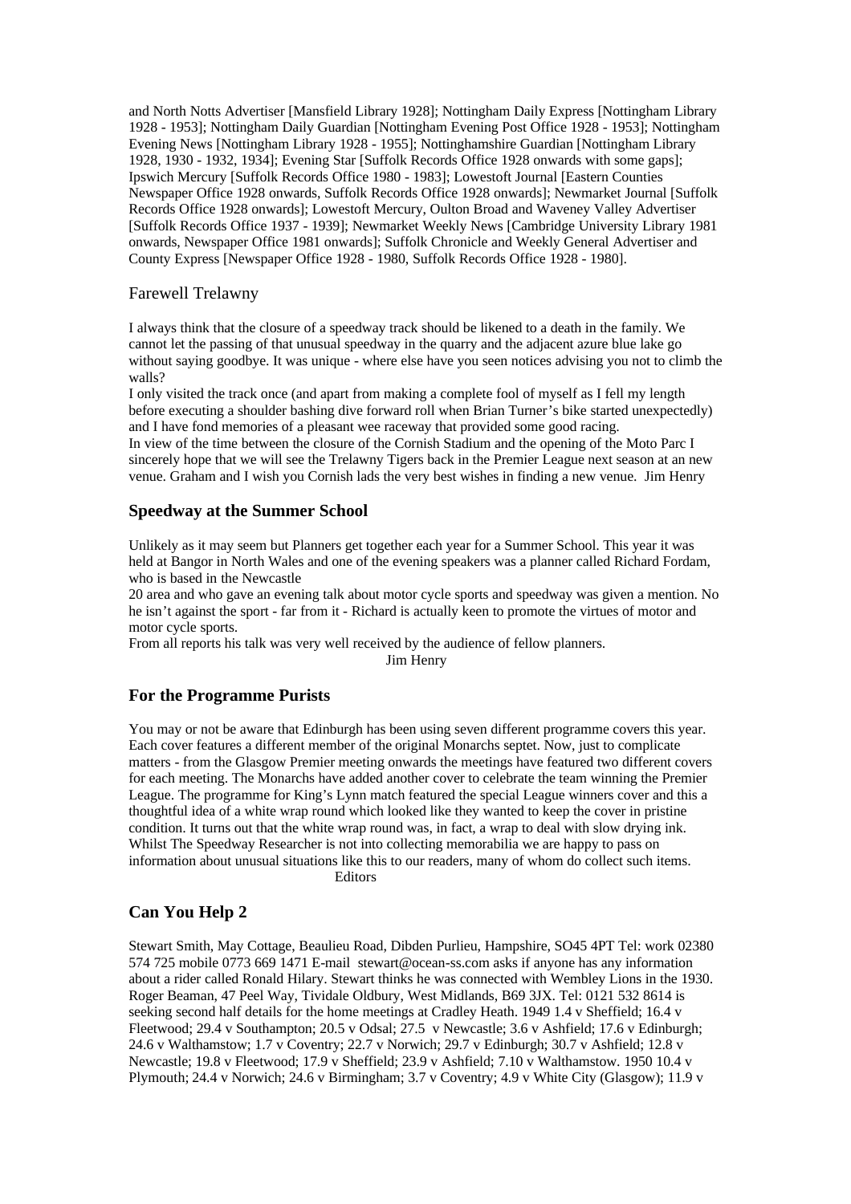and North Notts Advertiser [Mansfield Library 1928]; Nottingham Daily Express [Nottingham Library 1928 - 1953]; Nottingham Daily Guardian [Nottingham Evening Post Office 1928 - 1953]; Nottingham Evening News [Nottingham Library 1928 - 1955]; Nottinghamshire Guardian [Nottingham Library 1928, 1930 - 1932, 1934]; Evening Star [Suffolk Records Office 1928 onwards with some gaps]; Ipswich Mercury [Suffolk Records Office 1980 - 1983]; Lowestoft Journal [Eastern Counties Newspaper Office 1928 onwards, Suffolk Records Office 1928 onwards]; Newmarket Journal [Suffolk Records Office 1928 onwards]; Lowestoft Mercury, Oulton Broad and Waveney Valley Advertiser [Suffolk Records Office 1937 - 1939]; Newmarket Weekly News [Cambridge University Library 1981 onwards, Newspaper Office 1981 onwards]; Suffolk Chronicle and Weekly General Advertiser and County Express [Newspaper Office 1928 - 1980, Suffolk Records Office 1928 - 1980].

## Farewell Trelawny

I always think that the closure of a speedway track should be likened to a death in the family. We cannot let the passing of that unusual speedway in the quarry and the adjacent azure blue lake go without saying goodbye. It was unique - where else have you seen notices advising you not to climb the walls?

I only visited the track once (and apart from making a complete fool of myself as I fell my length before executing a shoulder bashing dive forward roll when Brian Turner's bike started unexpectedly) and I have fond memories of a pleasant wee raceway that provided some good racing.

In view of the time between the closure of the Cornish Stadium and the opening of the Moto Parc I sincerely hope that we will see the Trelawny Tigers back in the Premier League next season at an new venue. Graham and I wish you Cornish lads the very best wishes in finding a new venue. Jim Henry

## Speedway at the Summer School

Unlikely as it may seem but Planners get together each year for a Summer School. This year it was held at Bangor in North Wales and one of the evening speakers was a planner called Richard Fordam, who is based in the Newcastle

20 area and who gave an evening talk about motor cycle sports and speedway was given a mention. No he isn't against the sport - far from it - Richard is actually keen to promote the virtues of motor and motor cycle sports.

From all reports his talk was very well received by the audience of fellow planners.

Jim Henry

## For the Programme Purists

You may or not be aware that Edinburgh has been using seven different programme covers this year. Each cover features a different member of the original Monarchs septet. Now, just to complicate matters - from the Glasgow Premier meeting onwards the meetings have featured two different covers for each meeting. The Monarchs have added another cover to celebrate the team winning the Premier League. The programme for King's Lynn match featured the special League winners cover and this a thoughtful idea of a white wrap round which looked like they wanted to keep the cover in pristine condition. It turns out that the white wrap round was, in fact, a wrap to deal with slow drying ink. Whilst The Speedway Researcher is not into collecting memorabilia we are happy to pass on information about unusual situations like this to our readers, many of whom do collect such items.

Editors

## Can You Help 2

Stewart Smith, May Cottage, Beaulieu Road, Dibden Purlieu, Hampshire, SO45 4PT Tel: work 02380 574 725 mobile 0773 669 1471 E-mail stewart@ocean-ss.com asks if anyone has any information about a rider called Ronald Hilary. Stewart thinks he was connected with Wembley Lions in the 1930.

Roger Beaman, 47 Peel Way, Tividale Oldbury, West Midlands, B69 3JX. Tel: 0121 532 8614 is seeking second half details for the home meetings at Cradley Heath. 1949 1.4 v Sheffield; 16.4 v Fleetwood; 29.4 v Southampton; 20.5 v Odsal; 27.5 v Newcastle; 3.6 v Ashfield; 17.6 v Edinburgh; 24.6 v Walthamstow; 1.7 v Coventry; 22.7 v Norwich; 29.7 v Edinburgh; 30.7 v Ashfield; 12.8 v Newcastle; 19.8 v Fleetwood; 17.9 v Sheffield; 23.9 v Ashfield; 7.10 v Walthamstow. 1950 10.4 v Plymouth; 24.4 v Norwich; 24.6 v Birmingham; 3.7 v Coventry; 4.9 v White City (Glasgow); 11.9 v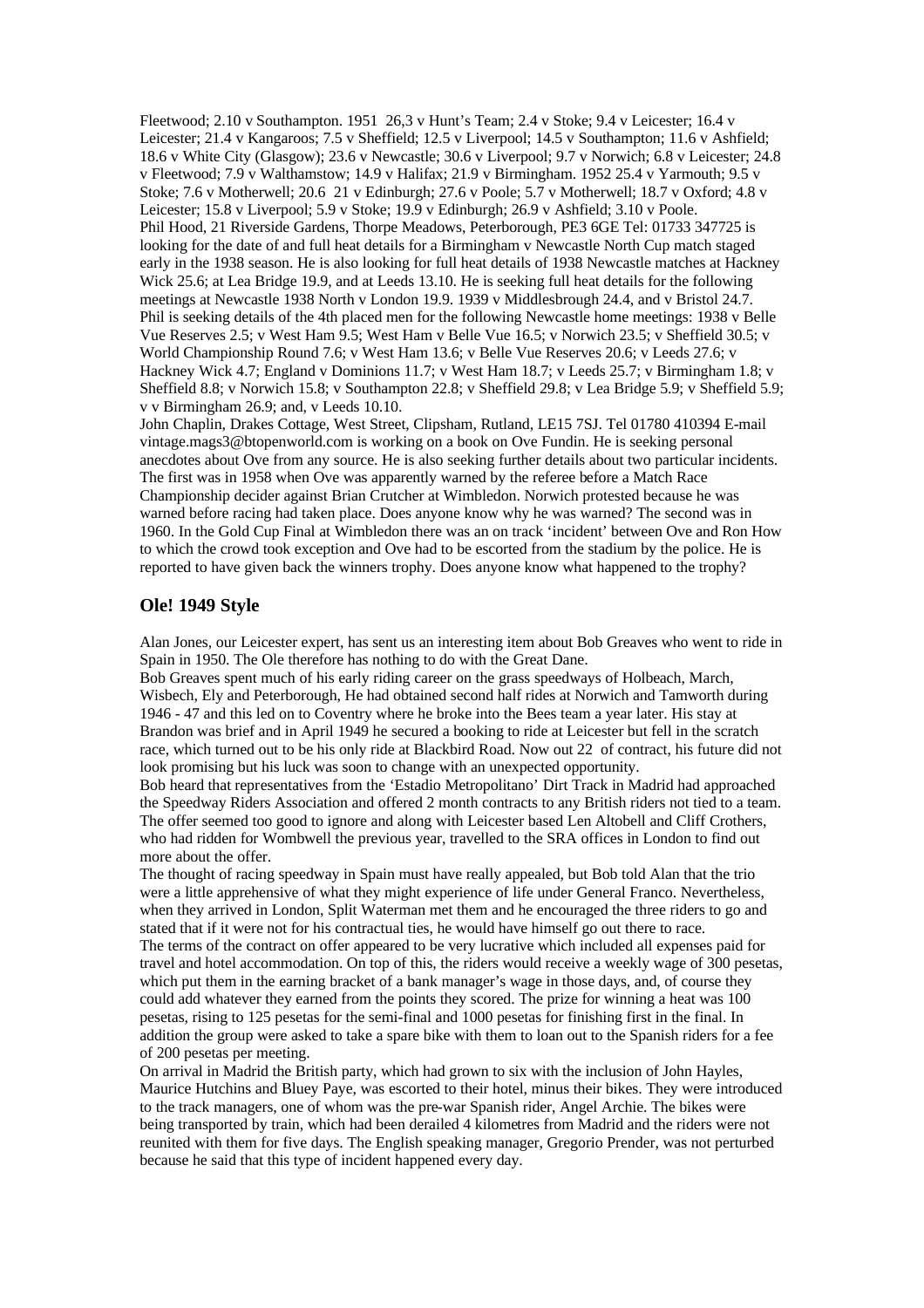Fleetwood; 2.10 v Southampton. 1951 26,3 v Hunt's Team; 2.4 v Stoke; 9.4 v Leicester; 16.4 v Leicester; 21.4 v Kangaroos; 7.5 v Sheffield; 12.5 v Liverpool; 14.5 v Southampton; 11.6 v Ashfield; 18.6 v White City (Glasgow); 23.6 v Newcastle; 30.6 v Liverpool; 9.7 v Norwich; 6.8 v Leicester; 24.8 v Fleetwood; 7.9 v Walthamstow; 14.9 v Halifax; 21.9 v Birmingham. 1952 25.4 v Yarmouth; 9.5 v Stoke; 7.6 v Motherwell; 20.6 21 v Edinburgh; 27.6 v Poole; 5.7 v Motherwell; 18.7 v Oxford; 4.8 v Leicester; 15.8 v Liverpool; 5.9 v Stoke; 19.9 v Edinburgh; 26.9 v Ashfield; 3.10 v Poole.

Phil Hood, 21 Riverside Gardens, Thorpe Meadows, Peterborough, PE3 6GE Tel: 01733 347725 is looking for the date of and full heat details for a Birmingham v Newcastle North Cup match staged early in the 1938 season. He is also looking for full heat details of 1938 Newcastle matches at Hackney Wick 25.6; at Lea Bridge 19.9, and at Leeds 13.10. He is seeking full heat details for the following meetings at Newcastle 1938 North v London 19.9. 1939 v Middlesbrough 24.4, and v Bristol 24.7. Phil is seeking details of the 4th placed men for the following Newcastle home meetings: 1938 v Belle Vue Reserves 2.5; v West Ham 9.5; West Ham v Belle Vue 16.5; v Norwich 23.5; v Sheffield 30.5; v World Championship Round 7.6; v West Ham 13.6; v Belle Vue Reserves 20.6; v Leeds 27.6; v Hackney Wick 4.7; England v Dominions 11.7; v West Ham 18.7; v Leeds 25.7; v Birmingham 1.8; v Sheffield 8.8; v Norwich 15.8; v Southampton 22.8; v Sheffield 29.8; v Lea Bridge 5.9; v Sheffield 5.9; v v Birmingham 26.9; and, v Leeds 10.10.

John Chaplin, Drakes Cottage, West Street, Clipsham, Rutland, LE15 7SJ. Tel 01780 410394 E-mail vintage.mags3@btopenworld.com is working on a book on Ove Fundin. He is seeking personal anecdotes about Ove from any source. He is also seeking further details about two particular incidents. The first was in 1958 when Ove was apparently warned by the referee before a Match Race Championship decider against Brian Crutcher at Wimbledon. Norwich protested because he was warned before racing had taken place. Does anyone know why he was warned? The second was in 1960. In the Gold Cup Final at Wimbledon there was an on track 'incident' between Ove and Ron How to which the crowd took exception and Ove had to be escorted from the stadium by the police. He is reported to have given back the winners trophy. Does anyone know what happened to the trophy?

### Ole! 1949 Style

Alan Jones, our Leicester expert, has sent us an interesting item about Bob Greaves who went to ride in Spain in 1950. The Ole therefore has nothing to do with the Great Dane.

Bob Greaves spent much of his early riding career on the grass speedways of Holbeach, March, Wisbech, Ely and Peterborough, He had obtained second half rides at Norwich and Tamworth during 1946 - 47 and this led on to Coventry where he broke into the Bees team a year later. His stay at Brandon was brief and in April 1949 he secured a booking to ride at Leicester but fell in the scratch race, which turned out to be his only ride at Blackbird Road. Now out 22 of contract, his future did not look promising but his luck was soon to change with an unexpected opportunity.

Bob heard that representatives from the 'Estadio Metropolitano' Dirt Track in Madrid had approached the Speedway Riders Association and offered 2 month contracts to any British riders not tied to a team. The offer seemed too good to ignore and along with Leicester based Len Altobell and Cliff Crothers, who had ridden for Wombwell the previous year, travelled to the SRA offices in London to find out more about the offer.

The thought of racing speedway in Spain must have really appealed, but Bob told Alan that the trio were a little apprehensive of what they might experience of life under General Franco. Nevertheless, when they arrived in London, Split Waterman met them and he encouraged the three riders to go and stated that if it were not for his contractual ties, he would have himself go out there to race.

The terms of the contract on offer appeared to be very lucrative which included all expenses paid for travel and hotel accommodation. On top of this, the riders would receive a weekly wage of 300 pesetas, which put them in the earning bracket of a bank manager's wage in those days, and, of course they could add whatever they earned from the points they scored. The prize for winning a heat was 100 pesetas, rising to 125 pesetas for the semi-final and 1000 pesetas for finishing first in the final. In addition the group were asked to take a spare bike with them to loan out to the Spanish riders for a fee of 200 pesetas per meeting.

On arrival in Madrid the British party, which had grown to six with the inclusion of John Hayles, Maurice Hutchins and Bluey Paye, was escorted to their hotel, minus their bikes. They were introduced to the track managers, one of whom was the pre-war Spanish rider, Angel Archie. The bikes were being transported by train, which had been derailed 4 kilometres from Madrid and the riders were not reunited with them for five days. The English speaking manager, Gregorio Prender, was not perturbed because he said that this type of incident happened every day.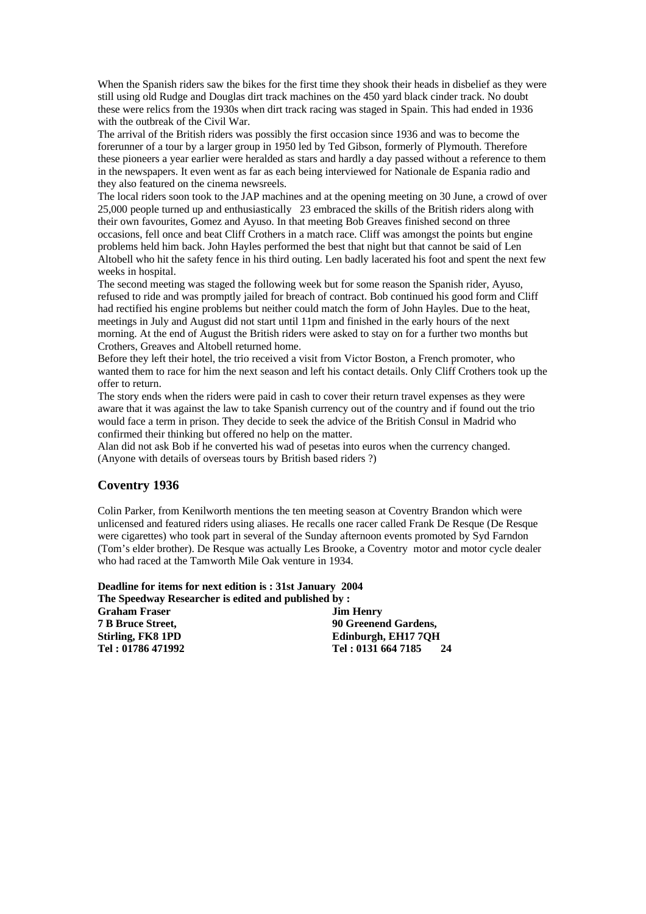When the Spanish riders saw the bikes for the first time they shook their heads in disbelief as they were still using old Rudge and Douglas dirt track machines on the 450 yard black cinder track. No doubt these were relics from the 1930s when dirt track racing was staged in Spain. This had ended in 1936 with the outbreak of the Civil War.

The arrival of the British riders was possibly the first occasion since 1936 and was to become the forerunner of a tour by a larger group in 1950 led by Ted Gibson, formerly of Plymouth. Therefore these pioneers a year earlier were heralded as stars and hardly a day passed without a reference to them in the newspapers. It even went as far as each being interviewed for Nationale de Espania radio and they also featured on the cinema newsreels.

The local riders soon took to the JAP machines and at the opening meeting on 30 June, a crowd of over 25,000 people turned up and enthusiastically embraced the skills of the British riders along with their own favourites, Gomez and Ayuso. In that meeting Bob Greaves finished second on three occasions, fell once and beat Cliff Crothers in a match race. Cliff was amongst the points but engine problems held him back. John Hayles performed the best that night but that cannot be said of Len Altobell who hit the safety fence in his third outing. Len badly lacerated his foot and spent the next few weeks in hospital.

The second meeting was staged the following week but for some reason the Spanish rider, Ayuso, refused to ride and was promptly jailed for breach of contract. Bob continued his good form and Cliff had rectified his engine problems but neither could match the form of John Hayles. Due to the heat, meetings in July and August did not start until 11pm and finished in the early hours of the next morning. At the end of August the British riders were asked to stay on for a further two months but Crothers, Greaves and Altobell returned home.

Before they left their hotel, the trio received a visit from Victor Boston, a French promoter, who wanted them to race for him the next season and left his contact details. Only Cliff Crothers took up the offer to return.

The story ends when the riders were paid in cash to cover their return travel expenses as they were aware that it was against the law to take Spanish currency out of the country and if found out the trio would face a term in prison. They decide to seek the advice of the British Consul in Madrid who confirmed their thinking but offered no help on the matter.

Alan did not ask Bob if he converted his wad of pesetas into euros when the currency changed. (Anyone with details of overseas tours by British based riders ?)

## Coventry 1936

Colin Parker, from Kenilworth mentions the ten meeting season at Coventry Brandon which were unlicensed and featured riders using aliases. He recalls one racer called Frank De Resque (De Resque were cigarettes) who took part in several of the Sunday afternoon events promoted by Syd Farndon (Tom's elder brother). De Resque was actually Les Brooke, a Coventry motor and motor cycle dealer who had raced at the Tamworth Mile Oak venture in 1934.

**Deadline for items for next edition is : 31st January 2004**
**The Speedway Researcher is edited and published by :**

| | |
|---|---|
| **Graham Fraser** | **Jim Henry** |
| **7 B Bruce Street,** | **90 Greenend Gardens,** |
| **Stirling, FK8 1PD** | **Edinburgh, EH17 7QH** |
| **Tel : 01786 471992** | **Tel : 0131 664 7185** |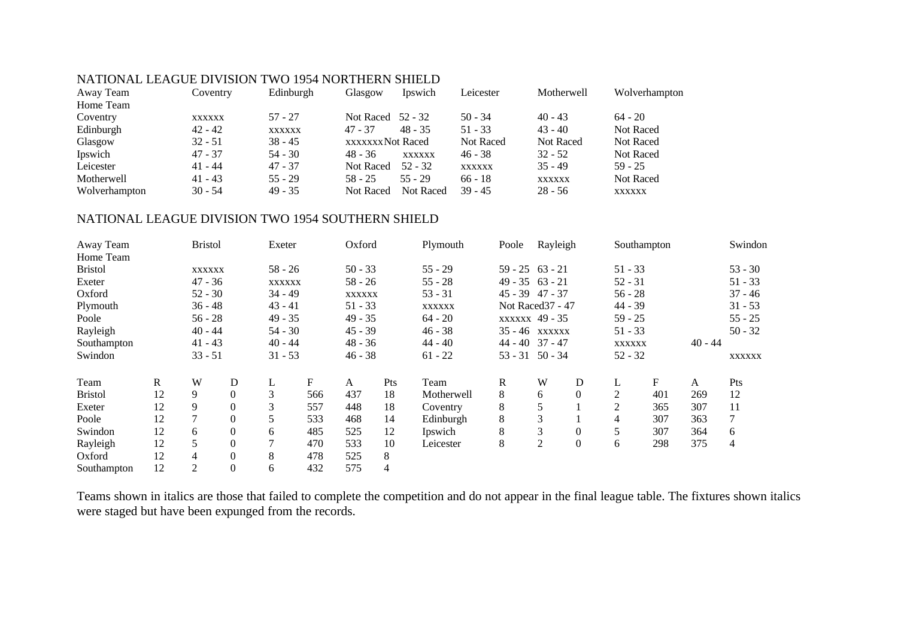## NATIONAL LEAGUE DIVISION TWO 1954 NORTHERN SHIELD

| Away Team<br>Home Team | Coventry | Edinburgh | Glasgow | Ipswich | Leicester | Motherwell | Wolverhampton |
|---|---|---|---|---|---|---|---|
| Coventry | xxxxxx | 57 - 27 | Not Raced | 52 - 32 | 50 - 34 | 40 - 43 | 64 - 20 |
| Edinburgh | 42 - 42 | xxxxxx | 47 - 37 | 48 - 35 | 51 - 33 | 43 - 40 | Not Raced |
| Glasgow | 32 - 51 | 38 - 45 | xxxxxx | Not Raced | Not Raced | Not Raced | Not Raced |
| Ipswich | 47 - 37 | 54 - 30 | 48 - 36 | xxxxxx | 46 - 38 | 32 - 52 | Not Raced |
| Leicester | 41 - 44 | 47 - 37 | Not Raced | 52 - 32 | xxxxxx | 35 - 49 | 59 - 25 |
| Motherwell | 41 - 43 | 55 - 29 | 58 - 25 | 55 - 29 | 66 - 18 | xxxxxx | Not Raced |
| Wolverhampton | 30 - 54 | 49 - 35 | Not Raced | Not Raced | 39 - 45 | 28 - 56 | xxxxxx |

## NATIONAL LEAGUE DIVISION TWO 1954 SOUTHERN SHIELD

| Away Team<br>Home Team | Bristol | Exeter | Oxford | Plymouth | Poole | Rayleigh | Southampton | Swindon |
|---|---|---|---|---|---|---|---|---|
| Bristol | xxxxxx | 58 - 26 | 50 - 33 | 55 - 29 | 59 - 25 | 63 - 21 | 51 - 33 | 53 - 30 |
| Exeter | 47 - 36 | xxxxxx | 58 - 26 | 55 - 28 | 49 - 35 | 63 - 21 | 52 - 31 | 51 - 33 |
| Oxford | 52 - 30 | 34 - 49 | xxxxxx | 53 - 31 | 45 - 39 | 47 - 37 | 56 - 28 | 37 - 46 |
| Plymouth | 36 - 48 | 43 - 41 | 51 - 33 | xxxxxx | Not Raced | 37 - 47 | 44 - 39 | 31 - 53 |
| Poole | 56 - 28 | 49 - 35 | 49 - 35 | 64 - 20 | xxxxxx | 49 - 35 | 59 - 25 | 55 - 25 |
| Rayleigh | 40 - 44 | 54 - 30 | 45 - 39 | 46 - 38 | 35 - 46 | xxxxxx | 51 - 33 | 50 - 32 |
| Southampton | 41 - 43 | 40 - 44 | 48 - 36 | 44 - 40 | 44 - 40 | 37 - 47 | xxxxxx | 40 - 44 |
| Swindon | 33 - 51 | 31 - 53 | 46 - 38 | 61 - 22 | 53 - 31 | 50 - 34 | 52 - 32 | xxxxxx |

| Team | R | W | D | L | F | A | Pts |
|---|---|---|---|---|---|---|---|
| Bristol | 12 | 9 | 0 | 3 | 566 | 437 | 18 |
| Exeter | 12 | 9 | 0 | 3 | 557 | 448 | 18 |
| Poole | 12 | 7 | 0 | 5 | 533 | 468 | 14 |
| Swindon | 12 | 6 | 0 | 6 | 485 | 525 | 12 |
| Rayleigh | 12 | 5 | 0 | 7 | 470 | 533 | 10 |
| Oxford | 12 | 4 | 0 | 8 | 478 | 525 | 8 |
| Southampton | 12 | 2 | 0 | 6 | 432 | 575 | 4 |

| Team | R | W | D | L | F | A | Pts |
|---|---|---|---|---|---|---|---|
| Motherwell | 8 | 6 | 0 | 2 | 401 | 269 | 12 |
| Coventry | 8 | 5 | 1 | 2 | 365 | 307 | 11 |
| Edinburgh | 8 | 3 | 1 | 4 | 307 | 363 | 7 |
| Ipswich | 8 | 3 | 0 | 5 | 307 | 364 | 6 |
| Leicester | 8 | 2 | 0 | 6 | 298 | 375 | 4 |

Teams shown in italics are those that failed to complete the competition and do not appear in the final league table. The fixtures shown italics were staged but have been expunged from the records.